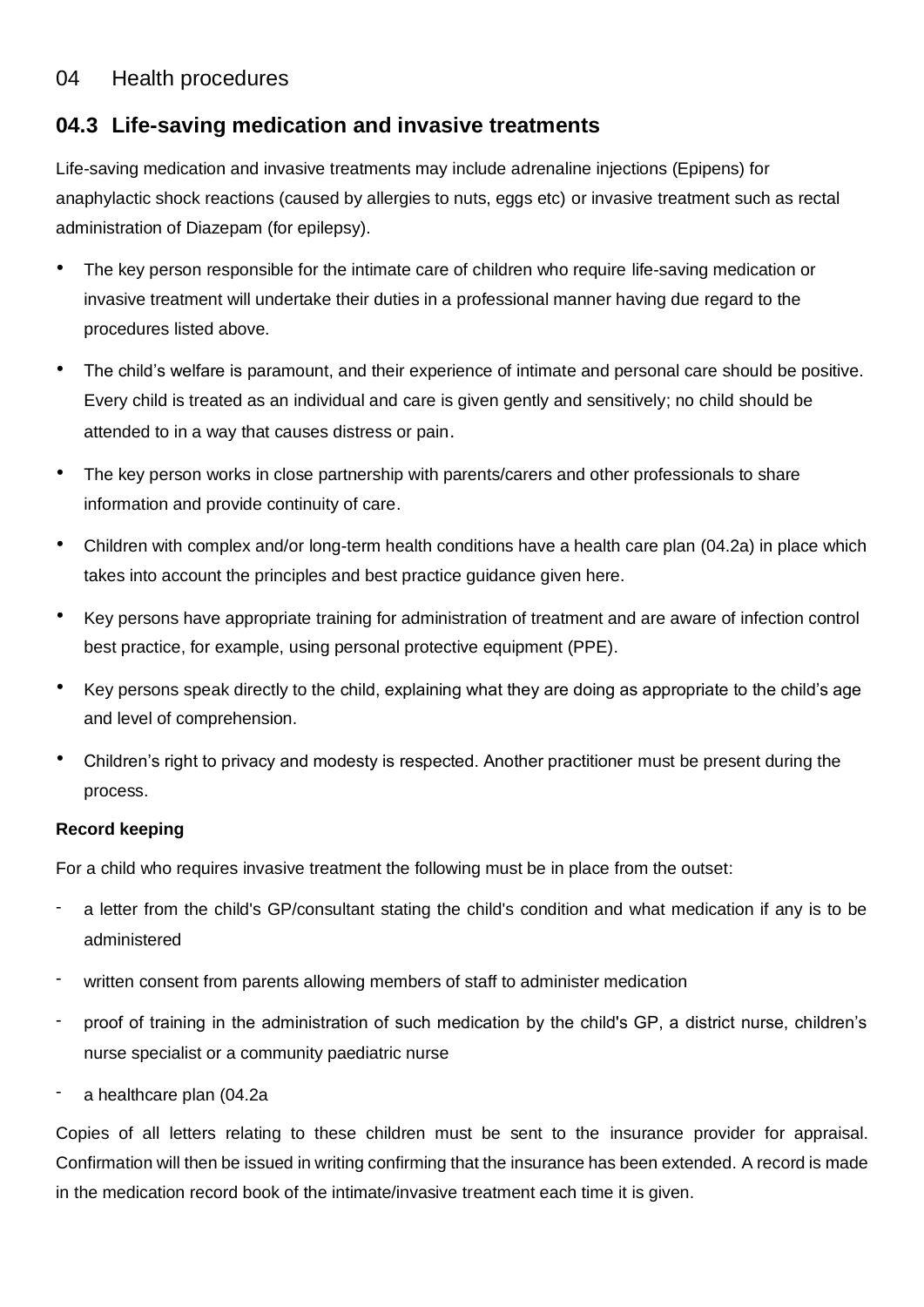04 Health procedures

## 04.3 Life-saving medication and invasive treatments

Life-saving medication and invasive treatments may include adrenaline injections (Epipens) for anaphylactic shock reactions (caused by allergies to nuts, eggs etc) or invasive treatment such as rectal administration of Diazepam (for epilepsy).

- The key person responsible for the intimate care of children who require life-saving medication or invasive treatment will undertake their duties in a professional manner having due regard to the procedures listed above.
- The child's welfare is paramount, and their experience of intimate and personal care should be positive. Every child is treated as an individual and care is given gently and sensitively; no child should be attended to in a way that causes distress or pain.
- The key person works in close partnership with parents/carers and other professionals to share information and provide continuity of care.
- Children with complex and/or long-term health conditions have a health care plan (04.2a) in place which takes into account the principles and best practice guidance given here.
- Key persons have appropriate training for administration of treatment and are aware of infection control best practice, for example, using personal protective equipment (PPE).
- Key persons speak directly to the child, explaining what they are doing as appropriate to the child's age and level of comprehension.
- Children's right to privacy and modesty is respected. Another practitioner must be present during the process.

**Record keeping**

For a child who requires invasive treatment the following must be in place from the outset:

- a letter from the child's GP/consultant stating the child's condition and what medication if any is to be administered
- written consent from parents allowing members of staff to administer medication
- proof of training in the administration of such medication by the child's GP, a district nurse, children's nurse specialist or a community paediatric nurse
- a healthcare plan (04.2a

Copies of all letters relating to these children must be sent to the insurance provider for appraisal. Confirmation will then be issued in writing confirming that the insurance has been extended. A record is made in the medication record book of the intimate/invasive treatment each time it is given.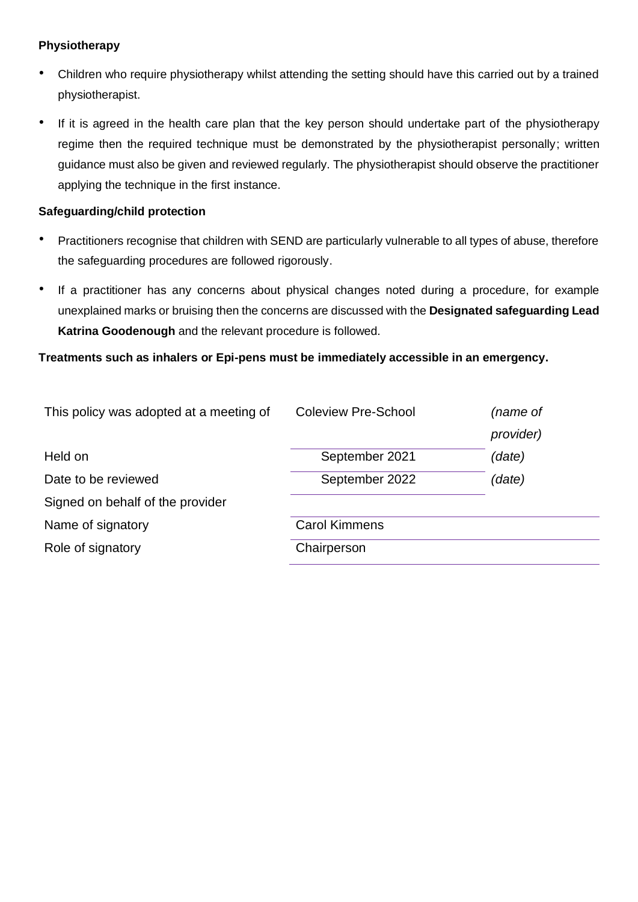**Physiotherapy**

- Children who require physiotherapy whilst attending the setting should have this carried out by a trained physiotherapist.
- If it is agreed in the health care plan that the key person should undertake part of the physiotherapy regime then the required technique must be demonstrated by the physiotherapist personally; written guidance must also be given and reviewed regularly. The physiotherapist should observe the practitioner applying the technique in the first instance.

**Safeguarding/child protection**

- Practitioners recognise that children with SEND are particularly vulnerable to all types of abuse, therefore the safeguarding procedures are followed rigorously.
- If a practitioner has any concerns about physical changes noted during a procedure, for example unexplained marks or bruising then the concerns are discussed with the **Designated safeguarding Lead Katrina Goodenough** and the relevant procedure is followed.

**Treatments such as inhalers or Epi-pens must be immediately accessible in an emergency.**

| | | |
|---|---|---|
| This policy was adopted at a meeting of | Coleview Pre-School | *(name of provider)* |
| Held on | September 2021 | *(date)* |
| Date to be reviewed | September 2022 | *(date)* |
| Signed on behalf of the provider | | |
| Name of signatory | Carol Kimmens | |
| Role of signatory | Chairperson | |